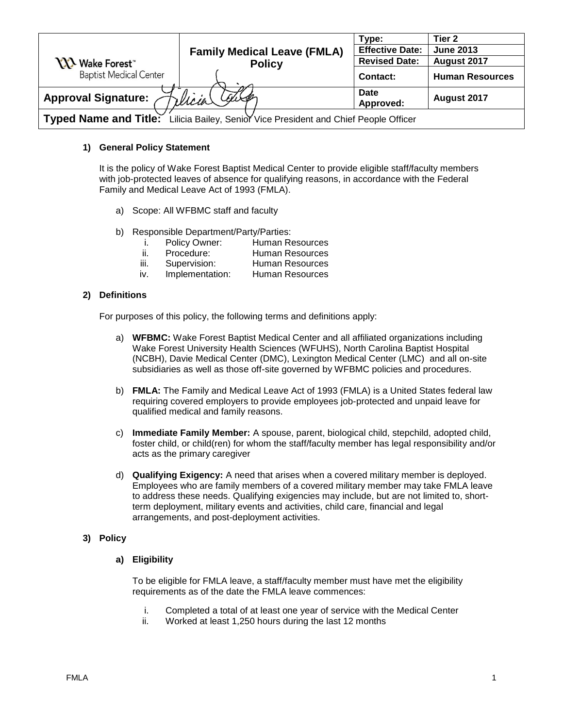| Wake Forest™ Baptist Medical Center | Family Medical Leave (FMLA) Policy | Type: | Tier 2 |
|---|---|---|---|
| | | Effective Date: | June 2013 |
| | | Revised Date: | August 2017 |
| | | Contact: | Human Resources |
| Approval Signature: | | Date Approved: | August 2017 |
| Typed Name and Title: Lilicia Bailey, Senior Vice President and Chief People Officer | | | |

## 1) General Policy Statement

It is the policy of Wake Forest Baptist Medical Center to provide eligible staff/faculty members with job-protected leaves of absence for qualifying reasons, in accordance with the Federal Family and Medical Leave Act of 1993 (FMLA).

a) Scope: All WFBMC staff and faculty

b) Responsible Department/Party/Parties:

   i. Policy Owner: Human Resources
   ii. Procedure: Human Resources
   iii. Supervision: Human Resources
   iv. Implementation: Human Resources

## 2) Definitions

For purposes of this policy, the following terms and definitions apply:

a) **WFBMC:** Wake Forest Baptist Medical Center and all affiliated organizations including Wake Forest University Health Sciences (WFUHS), North Carolina Baptist Hospital (NCBH), Davie Medical Center (DMC), Lexington Medical Center (LMC) and all on-site subsidiaries as well as those off-site governed by WFBMC policies and procedures.

b) **FMLA:** The Family and Medical Leave Act of 1993 (FMLA) is a United States federal law requiring covered employers to provide employees job-protected and unpaid leave for qualified medical and family reasons.

c) **Immediate Family Member:** A spouse, parent, biological child, stepchild, adopted child, foster child, or child(ren) for whom the staff/faculty member has legal responsibility and/or acts as the primary caregiver

d) **Qualifying Exigency:** A need that arises when a covered military member is deployed. Employees who are family members of a covered military member may take FMLA leave to address these needs. Qualifying exigencies may include, but are not limited to, short-term deployment, military events and activities, child care, financial and legal arrangements, and post-deployment activities.

## 3) Policy

### a) Eligibility

To be eligible for FMLA leave, a staff/faculty member must have met the eligibility requirements as of the date the FMLA leave commences:

i. Completed a total of at least one year of service with the Medical Center
ii. Worked at least 1,250 hours during the last 12 months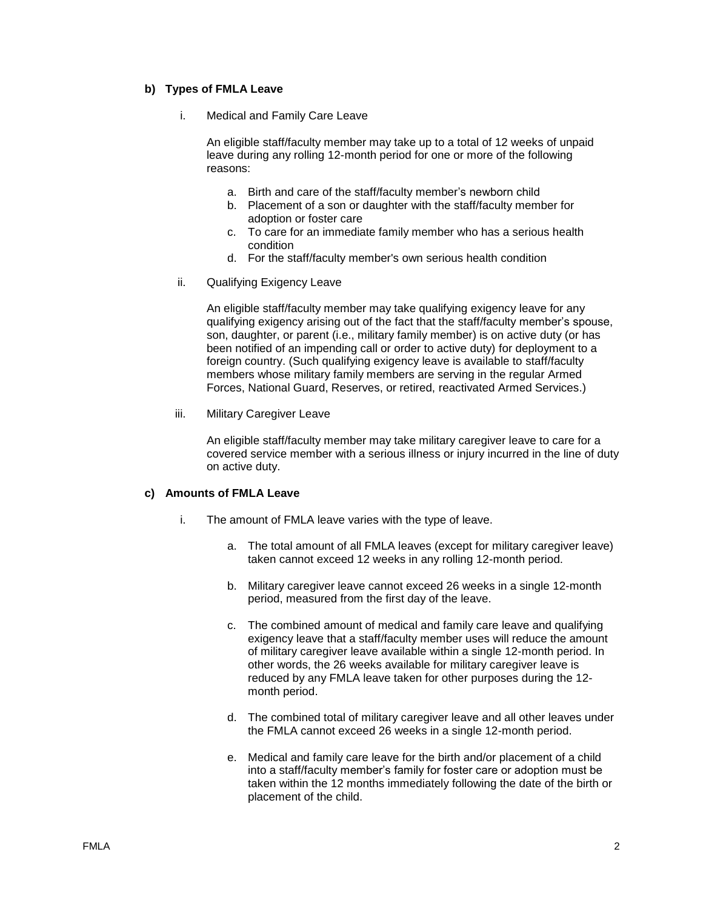**b) Types of FMLA Leave**

i. Medical and Family Care Leave

An eligible staff/faculty member may take up to a total of 12 weeks of unpaid leave during any rolling 12-month period for one or more of the following reasons:

a. Birth and care of the staff/faculty member's newborn child
b. Placement of a son or daughter with the staff/faculty member for adoption or foster care
c. To care for an immediate family member who has a serious health condition
d. For the staff/faculty member's own serious health condition

ii. Qualifying Exigency Leave

An eligible staff/faculty member may take qualifying exigency leave for any qualifying exigency arising out of the fact that the staff/faculty member's spouse, son, daughter, or parent (i.e., military family member) is on active duty (or has been notified of an impending call or order to active duty) for deployment to a foreign country. (Such qualifying exigency leave is available to staff/faculty members whose military family members are serving in the regular Armed Forces, National Guard, Reserves, or retired, reactivated Armed Services.)

iii. Military Caregiver Leave

An eligible staff/faculty member may take military caregiver leave to care for a covered service member with a serious illness or injury incurred in the line of duty on active duty.

**c) Amounts of FMLA Leave**

i. The amount of FMLA leave varies with the type of leave.

a. The total amount of all FMLA leaves (except for military caregiver leave) taken cannot exceed 12 weeks in any rolling 12-month period.

b. Military caregiver leave cannot exceed 26 weeks in a single 12-month period, measured from the first day of the leave.

c. The combined amount of medical and family care leave and qualifying exigency leave that a staff/faculty member uses will reduce the amount of military caregiver leave available within a single 12-month period. In other words, the 26 weeks available for military caregiver leave is reduced by any FMLA leave taken for other purposes during the 12-month period.

d. The combined total of military caregiver leave and all other leaves under the FMLA cannot exceed 26 weeks in a single 12-month period.

e. Medical and family care leave for the birth and/or placement of a child into a staff/faculty member's family for foster care or adoption must be taken within the 12 months immediately following the date of the birth or placement of the child.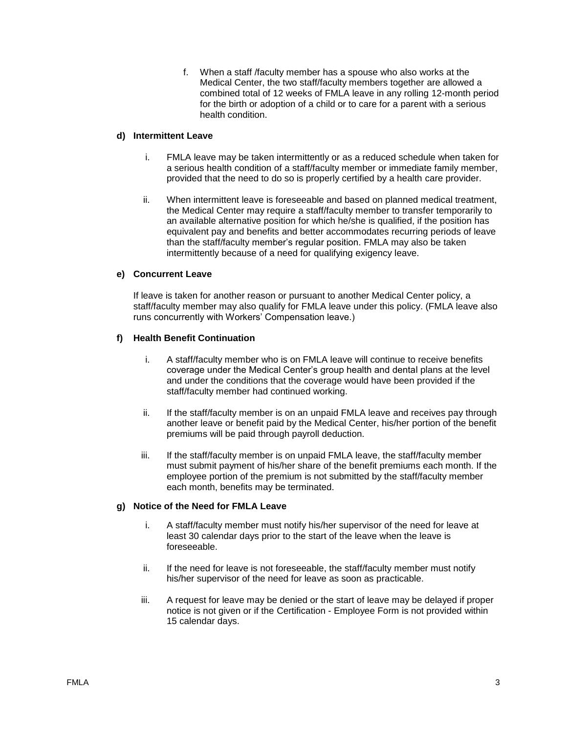f. When a staff /faculty member has a spouse who also works at the Medical Center, the two staff/faculty members together are allowed a combined total of 12 weeks of FMLA leave in any rolling 12-month period for the birth or adoption of a child or to care for a parent with a serious health condition.

**d) Intermittent Leave**

i. FMLA leave may be taken intermittently or as a reduced schedule when taken for a serious health condition of a staff/faculty member or immediate family member, provided that the need to do so is properly certified by a health care provider.

ii. When intermittent leave is foreseeable and based on planned medical treatment, the Medical Center may require a staff/faculty member to transfer temporarily to an available alternative position for which he/she is qualified, if the position has equivalent pay and benefits and better accommodates recurring periods of leave than the staff/faculty member's regular position. FMLA may also be taken intermittently because of a need for qualifying exigency leave.

**e) Concurrent Leave**

If leave is taken for another reason or pursuant to another Medical Center policy, a staff/faculty member may also qualify for FMLA leave under this policy. (FMLA leave also runs concurrently with Workers' Compensation leave.)

**f) Health Benefit Continuation**

i. A staff/faculty member who is on FMLA leave will continue to receive benefits coverage under the Medical Center's group health and dental plans at the level and under the conditions that the coverage would have been provided if the staff/faculty member had continued working.

ii. If the staff/faculty member is on an unpaid FMLA leave and receives pay through another leave or benefit paid by the Medical Center, his/her portion of the benefit premiums will be paid through payroll deduction.

iii. If the staff/faculty member is on unpaid FMLA leave, the staff/faculty member must submit payment of his/her share of the benefit premiums each month. If the employee portion of the premium is not submitted by the staff/faculty member each month, benefits may be terminated.

**g) Notice of the Need for FMLA Leave**

i. A staff/faculty member must notify his/her supervisor of the need for leave at least 30 calendar days prior to the start of the leave when the leave is foreseeable.

ii. If the need for leave is not foreseeable, the staff/faculty member must notify his/her supervisor of the need for leave as soon as practicable.

iii. A request for leave may be denied or the start of leave may be delayed if proper notice is not given or if the Certification - Employee Form is not provided within 15 calendar days.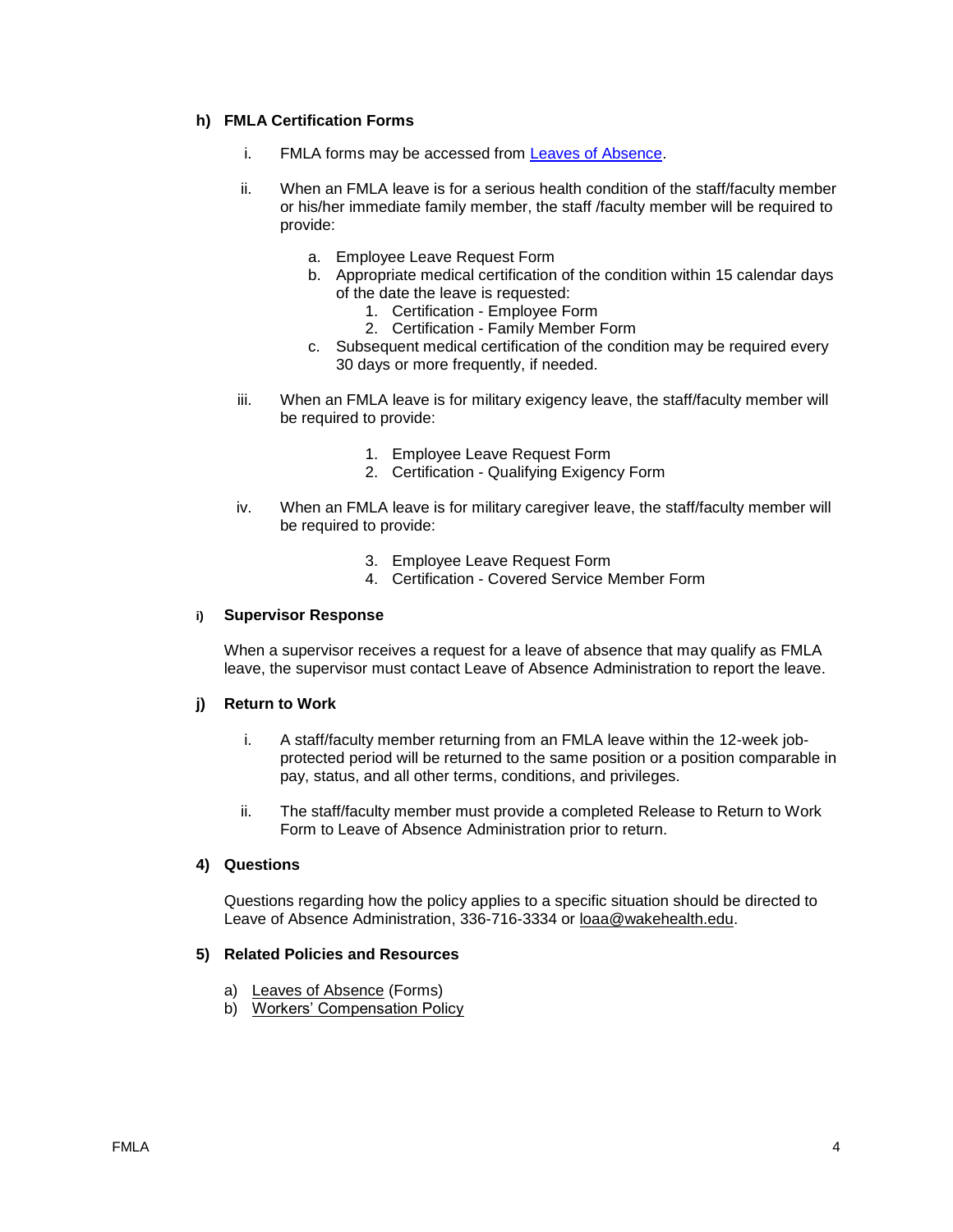#### h) FMLA Certification Forms

i. FMLA forms may be accessed from [Leaves of Absence](#).

ii. When an FMLA leave is for a serious health condition of the staff/faculty member or his/her immediate family member, the staff /faculty member will be required to provide:

   a. Employee Leave Request Form
   b. Appropriate medical certification of the condition within 15 calendar days of the date the leave is requested:
      1. Certification - Employee Form
      2. Certification - Family Member Form
   c. Subsequent medical certification of the condition may be required every 30 days or more frequently, if needed.

iii. When an FMLA leave is for military exigency leave, the staff/faculty member will be required to provide:

   1. Employee Leave Request Form
   2. Certification - Qualifying Exigency Form

iv. When an FMLA leave is for military caregiver leave, the staff/faculty member will be required to provide:

   3. Employee Leave Request Form
   4. Certification - Covered Service Member Form

#### i) Supervisor Response

When a supervisor receives a request for a leave of absence that may qualify as FMLA leave, the supervisor must contact Leave of Absence Administration to report the leave.

#### j) Return to Work

i. A staff/faculty member returning from an FMLA leave within the 12-week job-protected period will be returned to the same position or a position comparable in pay, status, and all other terms, conditions, and privileges.

ii. The staff/faculty member must provide a completed Release to Return to Work Form to Leave of Absence Administration prior to return.

### 4) Questions

Questions regarding how the policy applies to a specific situation should be directed to Leave of Absence Administration, 336-716-3334 or loaa@wakehealth.edu.

### 5) Related Policies and Resources

a) Leaves of Absence (Forms)
b) Workers' Compensation Policy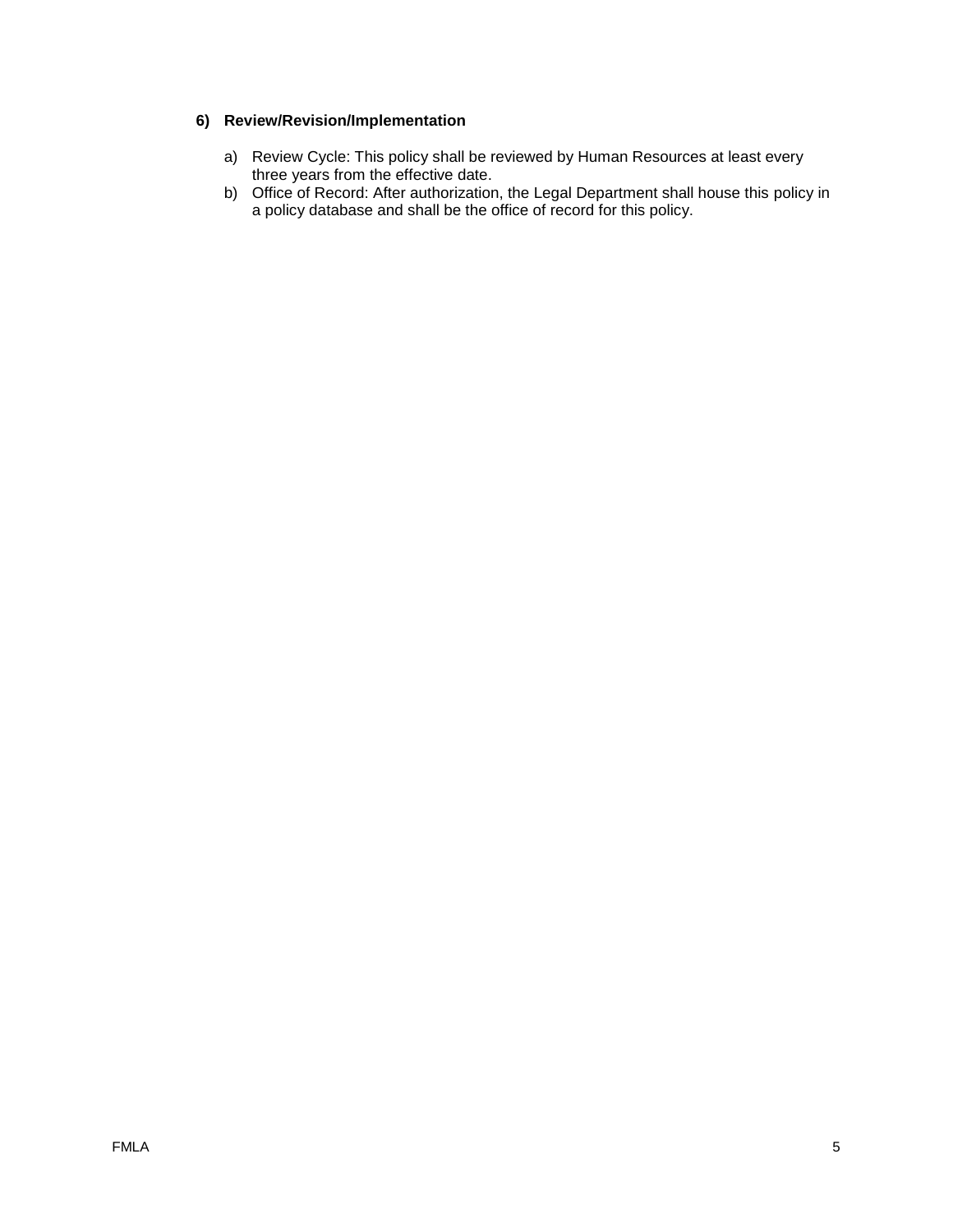**6) Review/Revision/Implementation**

a) Review Cycle: This policy shall be reviewed by Human Resources at least every three years from the effective date.
b) Office of Record: After authorization, the Legal Department shall house this policy in a policy database and shall be the office of record for this policy.